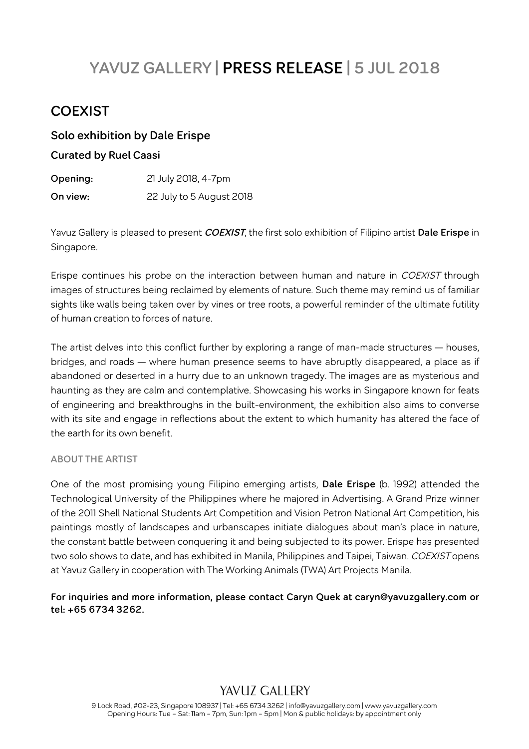# YAVUZ GALLERY | PRESS RELEASE | 5 JUL 2018

## COEXIST

### Solo exhibition by Dale Erispe

### Curated by Ruel Caasi

**Opening:** 21 July 2018, 4-7pm

**On view:** 22 July to 5 August 2018

Yavuz Gallery is pleased to present ***COEXIST***, the first solo exhibition of Filipino artist **Dale Erispe** in Singapore.

Erispe continues his probe on the interaction between human and nature in *COEXIST* through images of structures being reclaimed by elements of nature. Such theme may remind us of familiar sights like walls being taken over by vines or tree roots, a powerful reminder of the ultimate futility of human creation to forces of nature.

The artist delves into this conflict further by exploring a range of man-made structures — houses, bridges, and roads — where human presence seems to have abruptly disappeared, a place as if abandoned or deserted in a hurry due to an unknown tragedy. The images are as mysterious and haunting as they are calm and contemplative. Showcasing his works in Singapore known for feats of engineering and breakthroughs in the built-environment, the exhibition also aims to converse with its site and engage in reflections about the extent to which humanity has altered the face of the earth for its own benefit.

#### ABOUT THE ARTIST

One of the most promising young Filipino emerging artists, **Dale Erispe** (b. 1992) attended the Technological University of the Philippines where he majored in Advertising. A Grand Prize winner of the 2011 Shell National Students Art Competition and Vision Petron National Art Competition, his paintings mostly of landscapes and urbanscapes initiate dialogues about man's place in nature, the constant battle between conquering it and being subjected to its power. Erispe has presented two solo shows to date, and has exhibited in Manila, Philippines and Taipei, Taiwan. *COEXIST* opens at Yavuz Gallery in cooperation with The Working Animals (TWA) Art Projects Manila.

**For inquiries and more information, please contact Caryn Quek at caryn@yavuzgallery.com or tel: +65 6734 3262.**

YAVUZ GALLERY

9 Lock Road, #02-23, Singapore 108937 | Tel: +65 6734 3262 | info@yavuzgallery.com | www.yavuzgallery.com
Opening Hours: Tue – Sat: 11am – 7pm, Sun: 1pm – 5pm | Mon & public holidays: by appointment only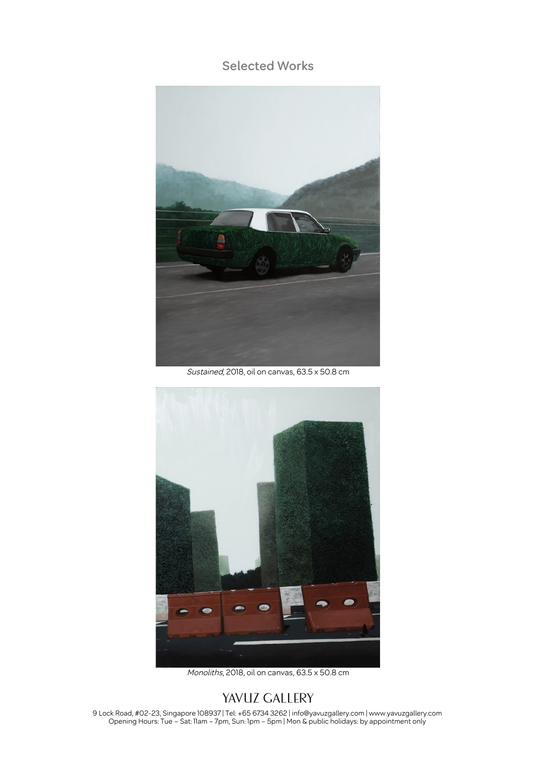## Selected Works

*Sustained,* 2018, oil on canvas, 63.5 x 50.8 cm

*Monoliths*, 2018, oil on canvas, 63.5 x 50.8 cm

YAVUZ GALLERY

9 Lock Road, #02-23, Singapore 108937 | Tel: +65 6734 3262 | info@yavuzgallery.com | www.yavuzgallery.com
Opening Hours: Tue – Sat: 11am – 7pm, Sun: 1pm – 5pm | Mon & public holidays: by appointment only